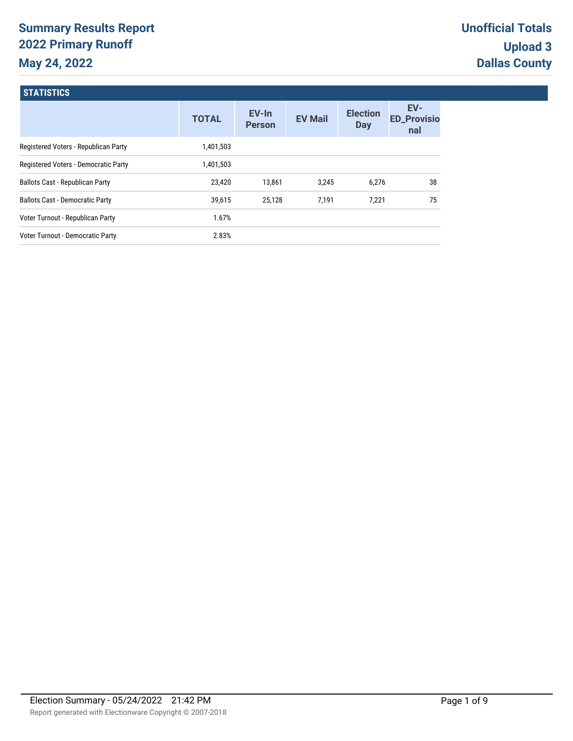# Summary Results Report
## 2022 Primary Runoff
## May 24, 2022

**Unofficial Totals**
**Upload 3**
**Dallas County**

### STATISTICS

| | TOTAL | EV-In Person | EV Mail | Election Day | EV-ED_Provisional |
|---|---|---|---|---|---|
| Registered Voters - Republican Party | 1,401,503 | | | | |
| Registered Voters - Democratic Party | 1,401,503 | | | | |
| Ballots Cast - Republican Party | 23,420 | 13,861 | 3,245 | 6,276 | 38 |
| Ballots Cast - Democratic Party | 39,615 | 25,128 | 7,191 | 7,221 | 75 |
| Voter Turnout - Republican Party | 1.67% | | | | |
| Voter Turnout - Democratic Party | 2.83% | | | | |

Election Summary - 05/24/2022 21:42 PM

Report generated with Electionware Copyright © 2007-2018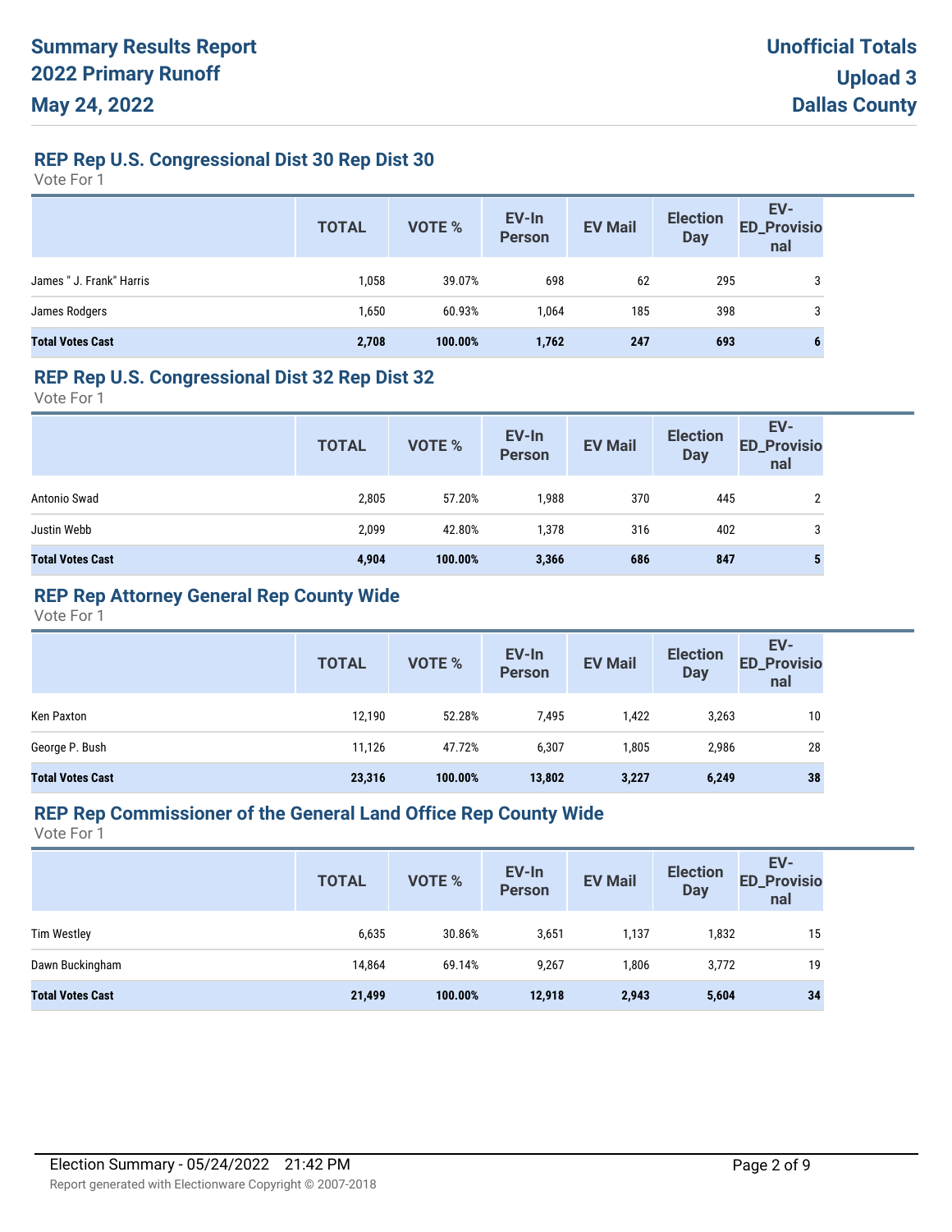## REP Rep U.S. Congressional Dist 30 Rep Dist 30

Vote For 1

| | TOTAL | VOTE % | EV-In Person | EV Mail | Election Day | EV-ED_Provisional |
|---|---|---|---|---|---|---|
| James " J. Frank" Harris | 1,058 | 39.07% | 698 | 62 | 295 | 3 |
| James Rodgers | 1,650 | 60.93% | 1,064 | 185 | 398 | 3 |
| **Total Votes Cast** | **2,708** | **100.00%** | **1,762** | **247** | **693** | **6** |

## REP Rep U.S. Congressional Dist 32 Rep Dist 32

Vote For 1

| | TOTAL | VOTE % | EV-In Person | EV Mail | Election Day | EV-ED_Provisional |
|---|---|---|---|---|---|---|
| Antonio Swad | 2,805 | 57.20% | 1,988 | 370 | 445 | 2 |
| Justin Webb | 2,099 | 42.80% | 1,378 | 316 | 402 | 3 |
| **Total Votes Cast** | **4,904** | **100.00%** | **3,366** | **686** | **847** | **5** |

## REP Rep Attorney General Rep County Wide

Vote For 1

| | TOTAL | VOTE % | EV-In Person | EV Mail | Election Day | EV-ED_Provisional |
|---|---|---|---|---|---|---|
| Ken Paxton | 12,190 | 52.28% | 7,495 | 1,422 | 3,263 | 10 |
| George P. Bush | 11,126 | 47.72% | 6,307 | 1,805 | 2,986 | 28 |
| **Total Votes Cast** | **23,316** | **100.00%** | **13,802** | **3,227** | **6,249** | **38** |

## REP Rep Commissioner of the General Land Office Rep County Wide

Vote For 1

| | TOTAL | VOTE % | EV-In Person | EV Mail | Election Day | EV-ED_Provisional |
|---|---|---|---|---|---|---|
| Tim Westley | 6,635 | 30.86% | 3,651 | 1,137 | 1,832 | 15 |
| Dawn Buckingham | 14,864 | 69.14% | 9,267 | 1,806 | 3,772 | 19 |
| **Total Votes Cast** | **21,499** | **100.00%** | **12,918** | **2,943** | **5,604** | **34** |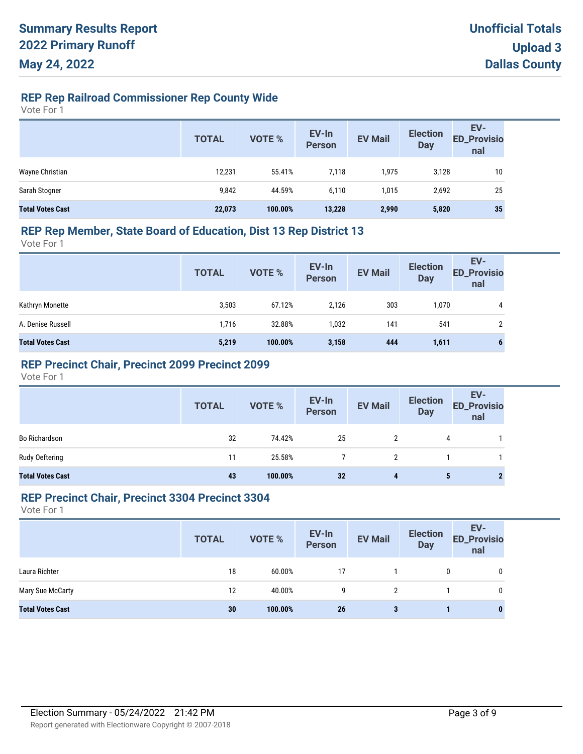**Summary Results Report**
**2022 Primary Runoff**
**May 24, 2022**

**Unofficial Totals**
**Upload 3**
**Dallas County**

## REP Rep Railroad Commissioner Rep County Wide

Vote For 1

| | TOTAL | VOTE % | EV-In Person | EV Mail | Election Day | EV-ED_Provisional |
|---|---|---|---|---|---|---|
| Wayne Christian | 12,231 | 55.41% | 7,118 | 1,975 | 3,128 | 10 |
| Sarah Stogner | 9,842 | 44.59% | 6,110 | 1,015 | 2,692 | 25 |
| **Total Votes Cast** | **22,073** | **100.00%** | **13,228** | **2,990** | **5,820** | **35** |

## REP Rep Member, State Board of Education, Dist 13 Rep District 13

Vote For 1

| | TOTAL | VOTE % | EV-In Person | EV Mail | Election Day | EV-ED_Provisional |
|---|---|---|---|---|---|---|
| Kathryn Monette | 3,503 | 67.12% | 2,126 | 303 | 1,070 | 4 |
| A. Denise Russell | 1,716 | 32.88% | 1,032 | 141 | 541 | 2 |
| **Total Votes Cast** | **5,219** | **100.00%** | **3,158** | **444** | **1,611** | **6** |

## REP Precinct Chair, Precinct 2099 Precinct 2099

Vote For 1

| | TOTAL | VOTE % | EV-In Person | EV Mail | Election Day | EV-ED_Provisional |
|---|---|---|---|---|---|---|
| Bo Richardson | 32 | 74.42% | 25 | 2 | 4 | 1 |
| Rudy Oeftering | 11 | 25.58% | 7 | 2 | 1 | 1 |
| **Total Votes Cast** | **43** | **100.00%** | **32** | **4** | **5** | **2** |

## REP Precinct Chair, Precinct 3304 Precinct 3304

Vote For 1

| | TOTAL | VOTE % | EV-In Person | EV Mail | Election Day | EV-ED_Provisional |
|---|---|---|---|---|---|---|
| Laura Richter | 18 | 60.00% | 17 | 1 | 0 | 0 |
| Mary Sue McCarty | 12 | 40.00% | 9 | 2 | 1 | 0 |
| **Total Votes Cast** | **30** | **100.00%** | **26** | **3** | **1** | **0** |

Election Summary - 05/24/2022 21:42 PM

Report generated with Electionware Copyright © 2007-2018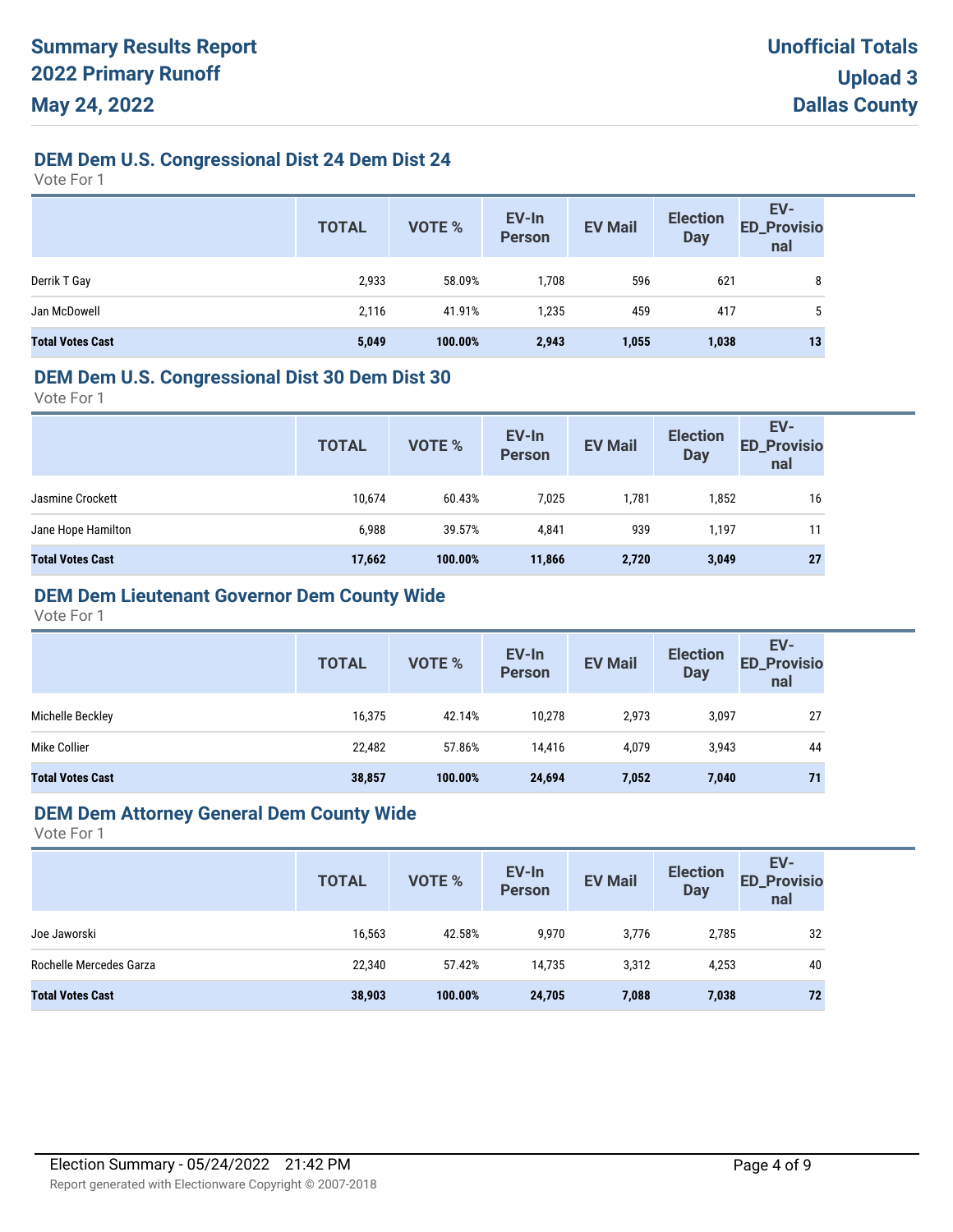# Summary Results Report
# 2022 Primary Runoff
# May 24, 2022

**Unofficial Totals**
**Upload 3**
**Dallas County**

## DEM Dem U.S. Congressional Dist 24 Dem Dist 24

Vote For 1

| | TOTAL | VOTE % | EV-In Person | EV Mail | Election Day | EV-ED_Provisional |
|---|---|---|---|---|---|---|
| Derrik T Gay | 2,933 | 58.09% | 1,708 | 596 | 621 | 8 |
| Jan McDowell | 2,116 | 41.91% | 1,235 | 459 | 417 | 5 |
| **Total Votes Cast** | **5,049** | **100.00%** | **2,943** | **1,055** | **1,038** | **13** |

## DEM Dem U.S. Congressional Dist 30 Dem Dist 30

Vote For 1

| | TOTAL | VOTE % | EV-In Person | EV Mail | Election Day | EV-ED_Provisional |
|---|---|---|---|---|---|---|
| Jasmine Crockett | 10,674 | 60.43% | 7,025 | 1,781 | 1,852 | 16 |
| Jane Hope Hamilton | 6,988 | 39.57% | 4,841 | 939 | 1,197 | 11 |
| **Total Votes Cast** | **17,662** | **100.00%** | **11,866** | **2,720** | **3,049** | **27** |

## DEM Dem Lieutenant Governor Dem County Wide

Vote For 1

| | TOTAL | VOTE % | EV-In Person | EV Mail | Election Day | EV-ED_Provisional |
|---|---|---|---|---|---|---|
| Michelle Beckley | 16,375 | 42.14% | 10,278 | 2,973 | 3,097 | 27 |
| Mike Collier | 22,482 | 57.86% | 14,416 | 4,079 | 3,943 | 44 |
| **Total Votes Cast** | **38,857** | **100.00%** | **24,694** | **7,052** | **7,040** | **71** |

## DEM Dem Attorney General Dem County Wide

Vote For 1

| | TOTAL | VOTE % | EV-In Person | EV Mail | Election Day | EV-ED_Provisional |
|---|---|---|---|---|---|---|
| Joe Jaworski | 16,563 | 42.58% | 9,970 | 3,776 | 2,785 | 32 |
| Rochelle Mercedes Garza | 22,340 | 57.42% | 14,735 | 3,312 | 4,253 | 40 |
| **Total Votes Cast** | **38,903** | **100.00%** | **24,705** | **7,088** | **7,038** | **72** |

Election Summary - 05/24/2022 21:42 PM

Report generated with Electionware Copyright © 2007-2018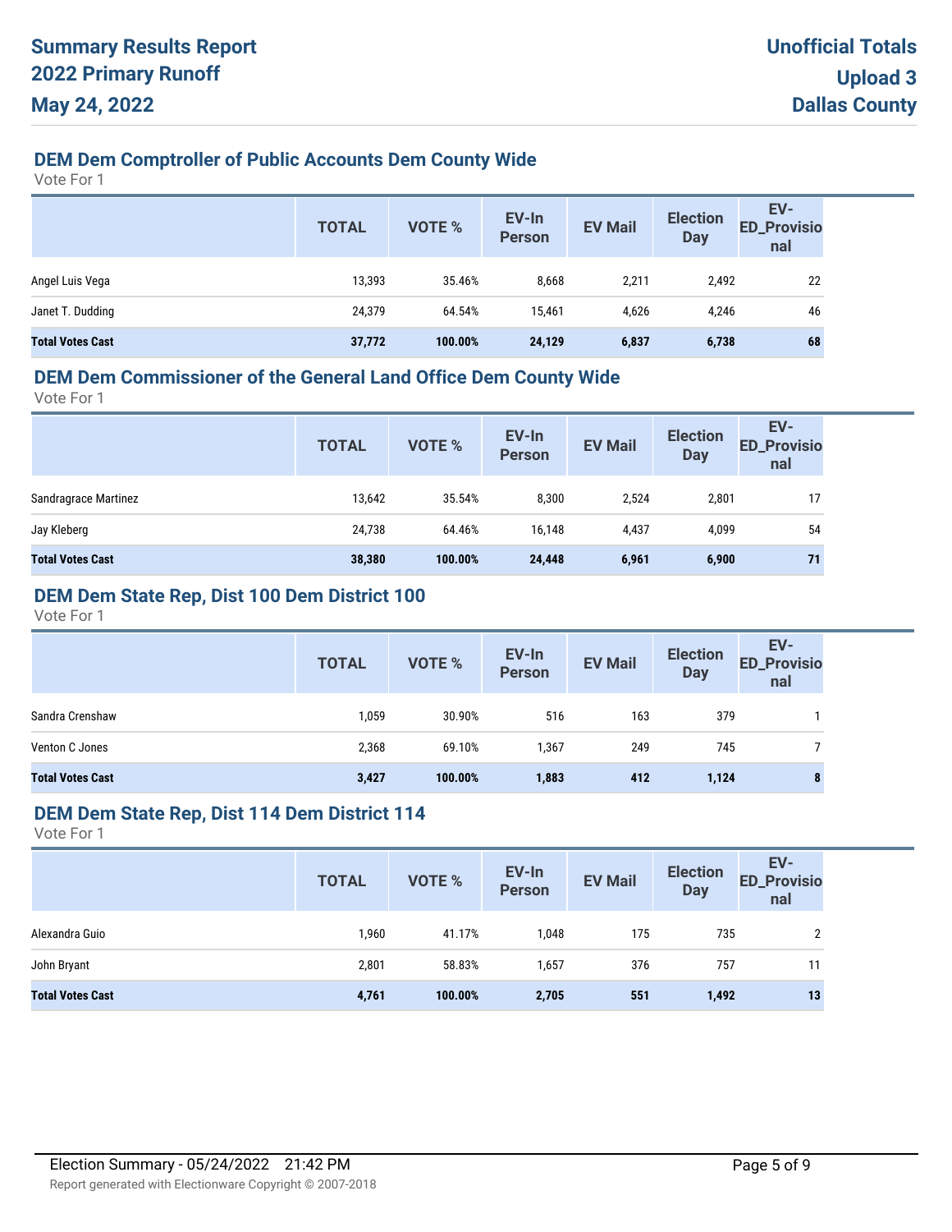# Summary Results Report
## 2022 Primary Runoff
## May 24, 2022

**Unofficial Totals**
**Upload 3**
**Dallas County**

### DEM Dem Comptroller of Public Accounts Dem County Wide

Vote For 1

| | TOTAL | VOTE % | EV-In Person | EV Mail | Election Day | EV-ED_Provisional |
|---|---|---|---|---|---|---|
| Angel Luis Vega | 13,393 | 35.46% | 8,668 | 2,211 | 2,492 | 22 |
| Janet T. Dudding | 24,379 | 64.54% | 15,461 | 4,626 | 4,246 | 46 |
| **Total Votes Cast** | **37,772** | **100.00%** | **24,129** | **6,837** | **6,738** | **68** |

### DEM Dem Commissioner of the General Land Office Dem County Wide

Vote For 1

| | TOTAL | VOTE % | EV-In Person | EV Mail | Election Day | EV-ED_Provisional |
|---|---|---|---|---|---|---|
| Sandragrace Martinez | 13,642 | 35.54% | 8,300 | 2,524 | 2,801 | 17 |
| Jay Kleberg | 24,738 | 64.46% | 16,148 | 4,437 | 4,099 | 54 |
| **Total Votes Cast** | **38,380** | **100.00%** | **24,448** | **6,961** | **6,900** | **71** |

### DEM Dem State Rep, Dist 100 Dem District 100

Vote For 1

| | TOTAL | VOTE % | EV-In Person | EV Mail | Election Day | EV-ED_Provisional |
|---|---|---|---|---|---|---|
| Sandra Crenshaw | 1,059 | 30.90% | 516 | 163 | 379 | 1 |
| Venton C Jones | 2,368 | 69.10% | 1,367 | 249 | 745 | 7 |
| **Total Votes Cast** | **3,427** | **100.00%** | **1,883** | **412** | **1,124** | **8** |

### DEM Dem State Rep, Dist 114 Dem District 114

Vote For 1

| | TOTAL | VOTE % | EV-In Person | EV Mail | Election Day | EV-ED_Provisional |
|---|---|---|---|---|---|---|
| Alexandra Guio | 1,960 | 41.17% | 1,048 | 175 | 735 | 2 |
| John Bryant | 2,801 | 58.83% | 1,657 | 376 | 757 | 11 |
| **Total Votes Cast** | **4,761** | **100.00%** | **2,705** | **551** | **1,492** | **13** |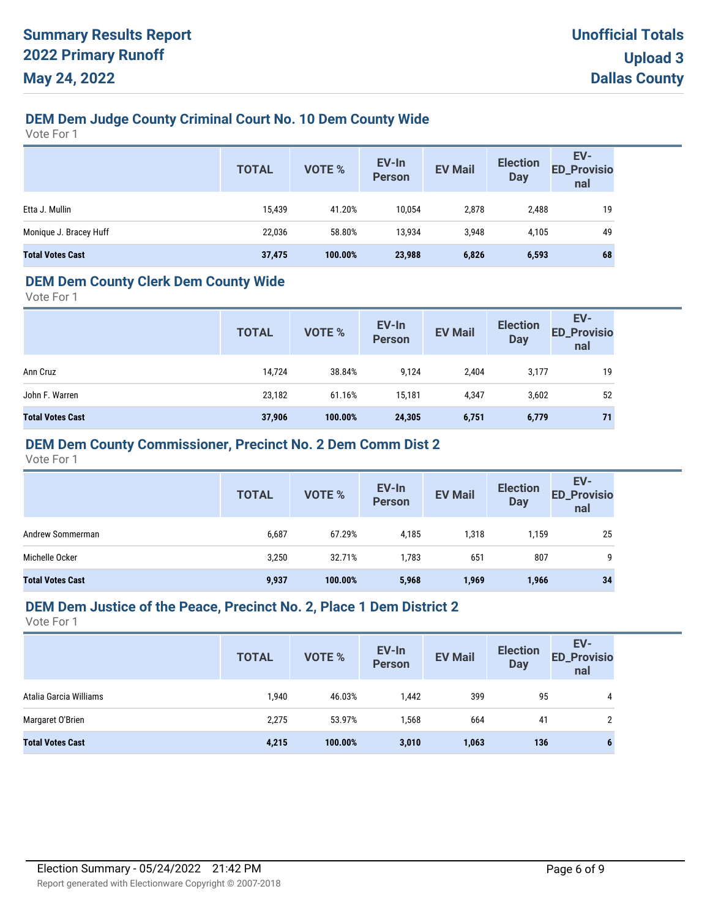## DEM Dem Judge County Criminal Court No. 10 Dem County Wide

Vote For 1

| | TOTAL | VOTE % | EV-In Person | EV Mail | Election Day | EV-ED_Provisional |
|---|---|---|---|---|---|---|
| Etta J. Mullin | 15,439 | 41.20% | 10,054 | 2,878 | 2,488 | 19 |
| Monique J. Bracey Huff | 22,036 | 58.80% | 13,934 | 3,948 | 4,105 | 49 |
| **Total Votes Cast** | **37,475** | **100.00%** | **23,988** | **6,826** | **6,593** | **68** |

## DEM Dem County Clerk Dem County Wide

Vote For 1

| | TOTAL | VOTE % | EV-In Person | EV Mail | Election Day | EV-ED_Provisional |
|---|---|---|---|---|---|---|
| Ann Cruz | 14,724 | 38.84% | 9,124 | 2,404 | 3,177 | 19 |
| John F. Warren | 23,182 | 61.16% | 15,181 | 4,347 | 3,602 | 52 |
| **Total Votes Cast** | **37,906** | **100.00%** | **24,305** | **6,751** | **6,779** | **71** |

## DEM Dem County Commissioner, Precinct No. 2 Dem Comm Dist 2

Vote For 1

| | TOTAL | VOTE % | EV-In Person | EV Mail | Election Day | EV-ED_Provisional |
|---|---|---|---|---|---|---|
| Andrew Sommerman | 6,687 | 67.29% | 4,185 | 1,318 | 1,159 | 25 |
| Michelle Ocker | 3,250 | 32.71% | 1,783 | 651 | 807 | 9 |
| **Total Votes Cast** | **9,937** | **100.00%** | **5,968** | **1,969** | **1,966** | **34** |

## DEM Dem Justice of the Peace, Precinct No. 2, Place 1 Dem District 2

Vote For 1

| | TOTAL | VOTE % | EV-In Person | EV Mail | Election Day | EV-ED_Provisional |
|---|---|---|---|---|---|---|
| Atalia Garcia Williams | 1,940 | 46.03% | 1,442 | 399 | 95 | 4 |
| Margaret O'Brien | 2,275 | 53.97% | 1,568 | 664 | 41 | 2 |
| **Total Votes Cast** | **4,215** | **100.00%** | **3,010** | **1,063** | **136** | **6** |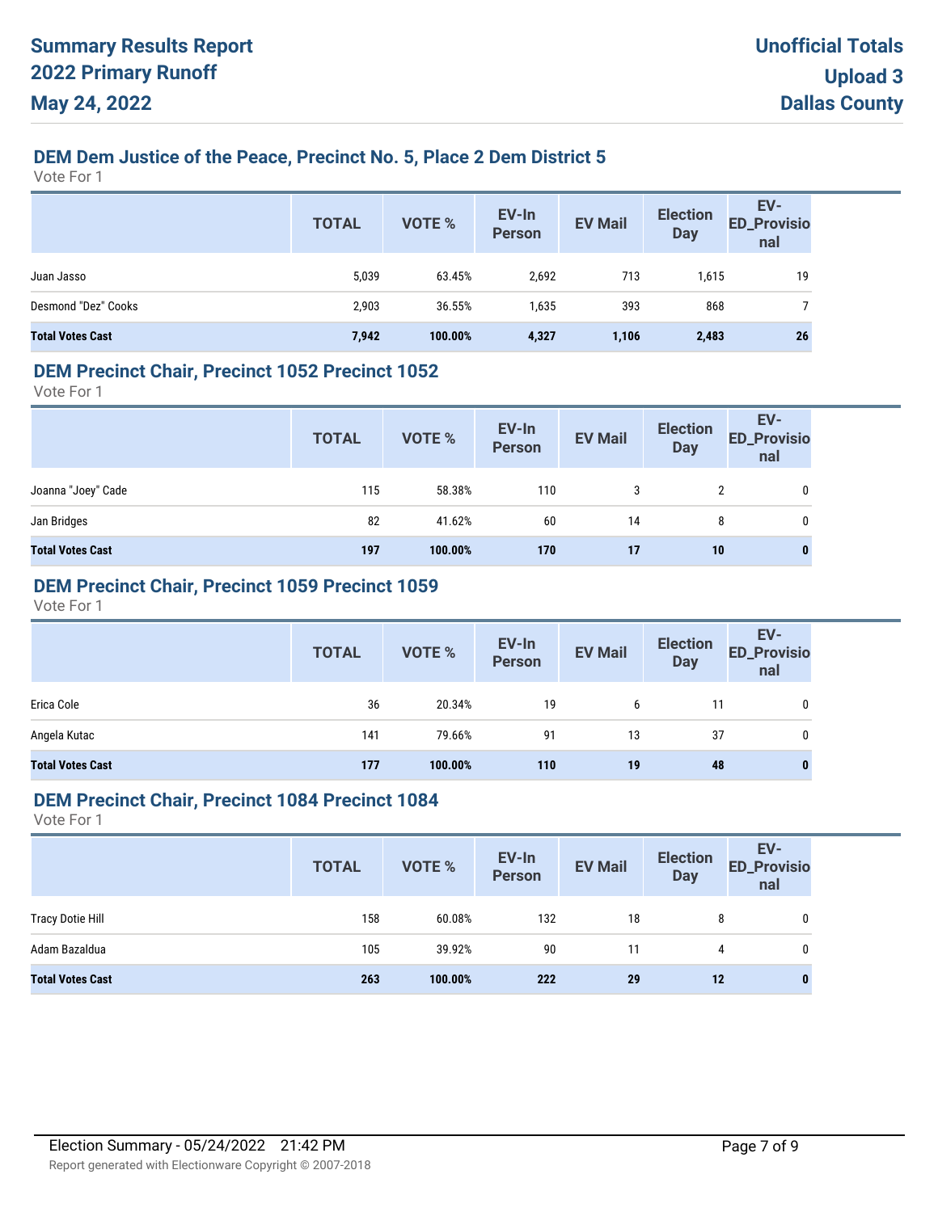# Summary Results Report
# 2022 Primary Runoff
# May 24, 2022

**Unofficial Totals**
**Upload 3**
**Dallas County**

## DEM Dem Justice of the Peace, Precinct No. 5, Place 2 Dem District 5

Vote For 1

| | TOTAL | VOTE % | EV-In Person | EV Mail | Election Day | EV-ED_Provisional |
|---|---|---|---|---|---|---|
| Juan Jasso | 5,039 | 63.45% | 2,692 | 713 | 1,615 | 19 |
| Desmond "Dez" Cooks | 2,903 | 36.55% | 1,635 | 393 | 868 | 7 |
| **Total Votes Cast** | **7,942** | **100.00%** | **4,327** | **1,106** | **2,483** | **26** |

## DEM Precinct Chair, Precinct 1052 Precinct 1052

Vote For 1

| | TOTAL | VOTE % | EV-In Person | EV Mail | Election Day | EV-ED_Provisional |
|---|---|---|---|---|---|---|
| Joanna "Joey" Cade | 115 | 58.38% | 110 | 3 | 2 | 0 |
| Jan Bridges | 82 | 41.62% | 60 | 14 | 8 | 0 |
| **Total Votes Cast** | **197** | **100.00%** | **170** | **17** | **10** | **0** |

## DEM Precinct Chair, Precinct 1059 Precinct 1059

Vote For 1

| | TOTAL | VOTE % | EV-In Person | EV Mail | Election Day | EV-ED_Provisional |
|---|---|---|---|---|---|---|
| Erica Cole | 36 | 20.34% | 19 | 6 | 11 | 0 |
| Angela Kutac | 141 | 79.66% | 91 | 13 | 37 | 0 |
| **Total Votes Cast** | **177** | **100.00%** | **110** | **19** | **48** | **0** |

## DEM Precinct Chair, Precinct 1084 Precinct 1084

Vote For 1

| | TOTAL | VOTE % | EV-In Person | EV Mail | Election Day | EV-ED_Provisional |
|---|---|---|---|---|---|---|
| Tracy Dotie Hill | 158 | 60.08% | 132 | 18 | 8 | 0 |
| Adam Bazaldua | 105 | 39.92% | 90 | 11 | 4 | 0 |
| **Total Votes Cast** | **263** | **100.00%** | **222** | **29** | **12** | **0** |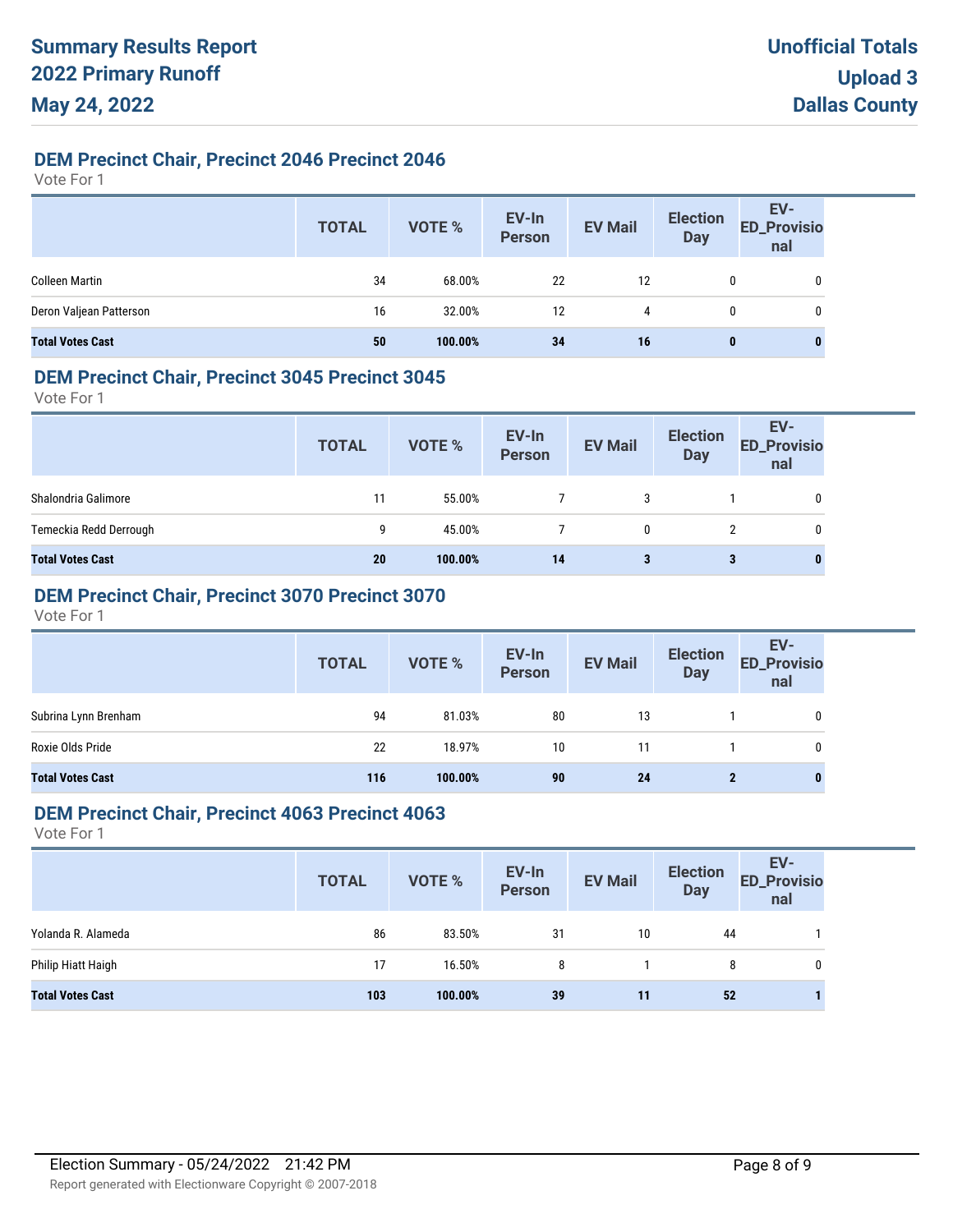# Summary Results Report
# 2022 Primary Runoff
# May 24, 2022

**Unofficial Totals**
**Upload 3**
**Dallas County**

## DEM Precinct Chair, Precinct 2046 Precinct 2046

Vote For 1

| | TOTAL | VOTE % | EV-In Person | EV Mail | Election Day | EV-ED_Provisional |
|---|---|---|---|---|---|---|
| Colleen Martin | 34 | 68.00% | 22 | 12 | 0 | 0 |
| Deron Valjean Patterson | 16 | 32.00% | 12 | 4 | 0 | 0 |
| **Total Votes Cast** | **50** | **100.00%** | **34** | **16** | **0** | **0** |

## DEM Precinct Chair, Precinct 3045 Precinct 3045

Vote For 1

| | TOTAL | VOTE % | EV-In Person | EV Mail | Election Day | EV-ED_Provisional |
|---|---|---|---|---|---|---|
| Shalondria Galimore | 11 | 55.00% | 7 | 3 | 1 | 0 |
| Temeckia Redd Derrough | 9 | 45.00% | 7 | 0 | 2 | 0 |
| **Total Votes Cast** | **20** | **100.00%** | **14** | **3** | **3** | **0** |

## DEM Precinct Chair, Precinct 3070 Precinct 3070

Vote For 1

| | TOTAL | VOTE % | EV-In Person | EV Mail | Election Day | EV-ED_Provisional |
|---|---|---|---|---|---|---|
| Subrina Lynn Brenham | 94 | 81.03% | 80 | 13 | 1 | 0 |
| Roxie Olds Pride | 22 | 18.97% | 10 | 11 | 1 | 0 |
| **Total Votes Cast** | **116** | **100.00%** | **90** | **24** | **2** | **0** |

## DEM Precinct Chair, Precinct 4063 Precinct 4063

Vote For 1

| | TOTAL | VOTE % | EV-In Person | EV Mail | Election Day | EV-ED_Provisional |
|---|---|---|---|---|---|---|
| Yolanda R. Alameda | 86 | 83.50% | 31 | 10 | 44 | 1 |
| Philip Hiatt Haigh | 17 | 16.50% | 8 | 1 | 8 | 0 |
| **Total Votes Cast** | **103** | **100.00%** | **39** | **11** | **52** | **1** |

Election Summary - 05/24/2022 21:42 PM

Report generated with Electionware Copyright © 2007-2018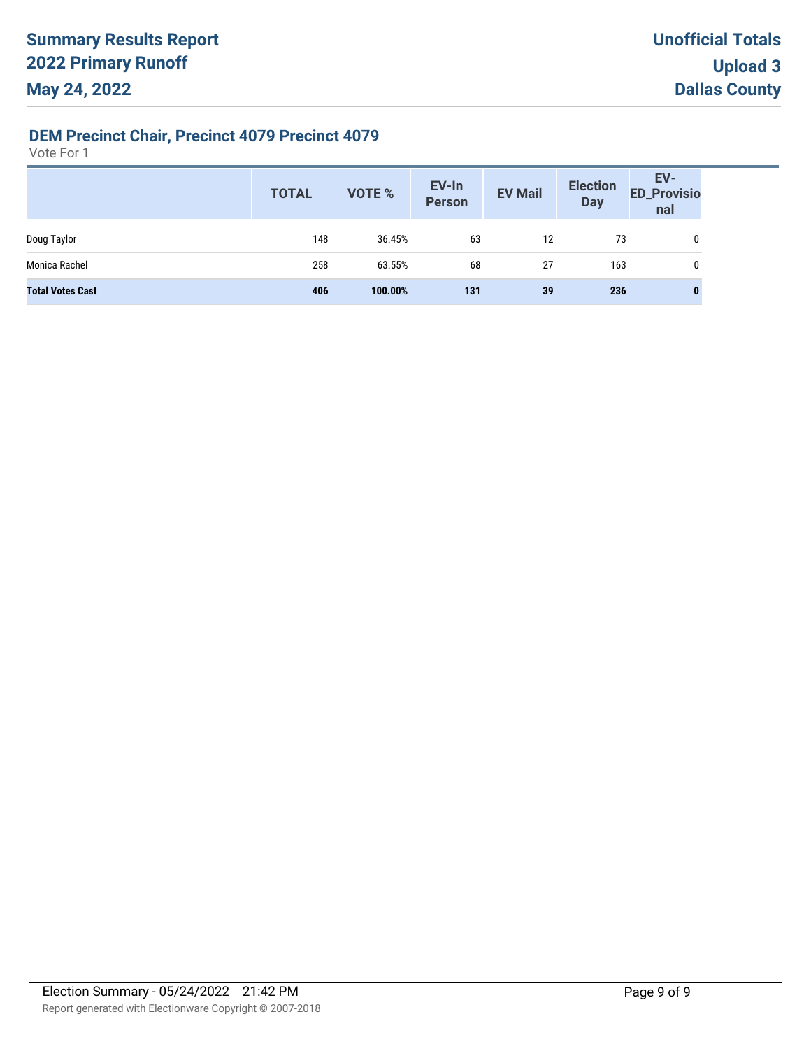## DEM Precinct Chair, Precinct 4079 Precinct 4079

Vote For 1

| | TOTAL | VOTE % | EV-In Person | EV Mail | Election Day | EV-ED_Provisional |
|---|---|---|---|---|---|---|
| Doug Taylor | 148 | 36.45% | 63 | 12 | 73 | 0 |
| Monica Rachel | 258 | 63.55% | 68 | 27 | 163 | 0 |
| **Total Votes Cast** | **406** | **100.00%** | **131** | **39** | **236** | **0** |